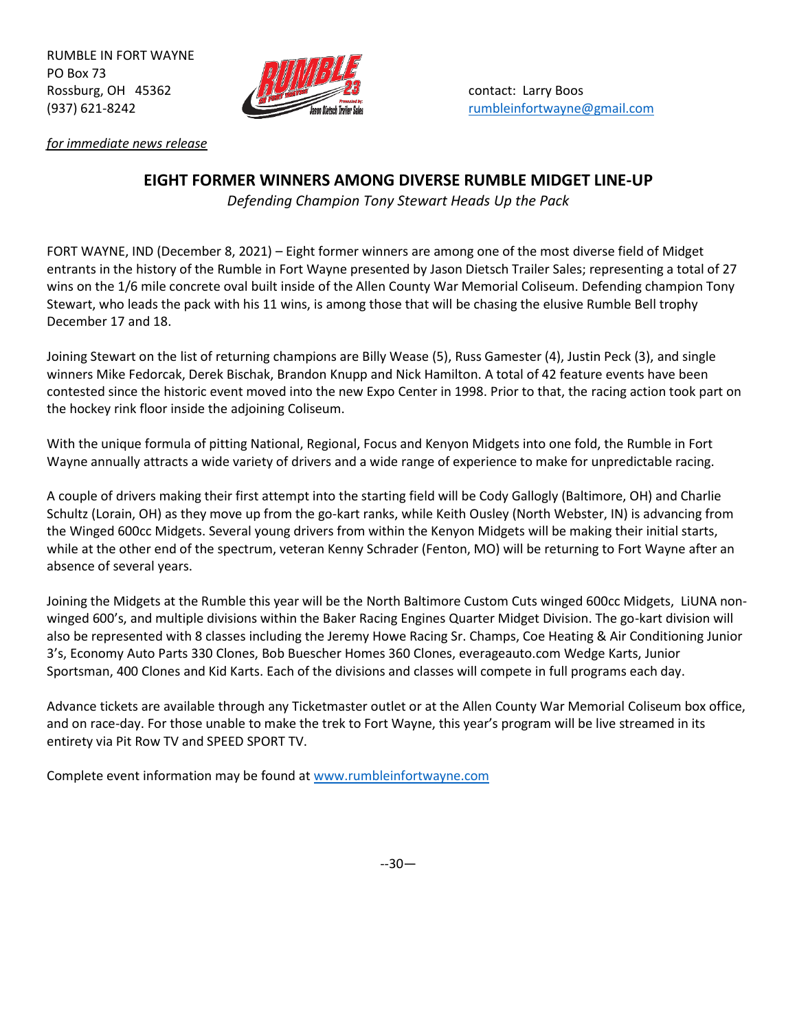RUMBLE IN FORT WAYNE
PO Box 73
Rossburg, OH 45362
(937) 621-8242

contact: Larry Boos
rumbleinfortwayne@gmail.com

*for immediate news release*

## EIGHT FORMER WINNERS AMONG DIVERSE RUMBLE MIDGET LINE-UP

*Defending Champion Tony Stewart Heads Up the Pack*

FORT WAYNE, IND (December 8, 2021) – Eight former winners are among one of the most diverse field of Midget entrants in the history of the Rumble in Fort Wayne presented by Jason Dietsch Trailer Sales; representing a total of 27 wins on the 1/6 mile concrete oval built inside of the Allen County War Memorial Coliseum. Defending champion Tony Stewart, who leads the pack with his 11 wins, is among those that will be chasing the elusive Rumble Bell trophy December 17 and 18.

Joining Stewart on the list of returning champions are Billy Wease (5), Russ Gamester (4), Justin Peck (3), and single winners Mike Fedorcak, Derek Bischak, Brandon Knupp and Nick Hamilton. A total of 42 feature events have been contested since the historic event moved into the new Expo Center in 1998. Prior to that, the racing action took part on the hockey rink floor inside the adjoining Coliseum.

With the unique formula of pitting National, Regional, Focus and Kenyon Midgets into one fold, the Rumble in Fort Wayne annually attracts a wide variety of drivers and a wide range of experience to make for unpredictable racing.

A couple of drivers making their first attempt into the starting field will be Cody Gallogly (Baltimore, OH) and Charlie Schultz (Lorain, OH) as they move up from the go-kart ranks, while Keith Ousley (North Webster, IN) is advancing from the Winged 600cc Midgets. Several young drivers from within the Kenyon Midgets will be making their initial starts, while at the other end of the spectrum, veteran Kenny Schrader (Fenton, MO) will be returning to Fort Wayne after an absence of several years.

Joining the Midgets at the Rumble this year will be the North Baltimore Custom Cuts winged 600cc Midgets, LiUNA non-winged 600's, and multiple divisions within the Baker Racing Engines Quarter Midget Division. The go-kart division will also be represented with 8 classes including the Jeremy Howe Racing Sr. Champs, Coe Heating & Air Conditioning Junior 3's, Economy Auto Parts 330 Clones, Bob Buescher Homes 360 Clones, everageauto.com Wedge Karts, Junior Sportsman, 400 Clones and Kid Karts. Each of the divisions and classes will compete in full programs each day.

Advance tickets are available through any Ticketmaster outlet or at the Allen County War Memorial Coliseum box office, and on race-day. For those unable to make the trek to Fort Wayne, this year's program will be live streamed in its entirety via Pit Row TV and SPEED SPORT TV.

Complete event information may be found at www.rumbleinfortwayne.com

--30—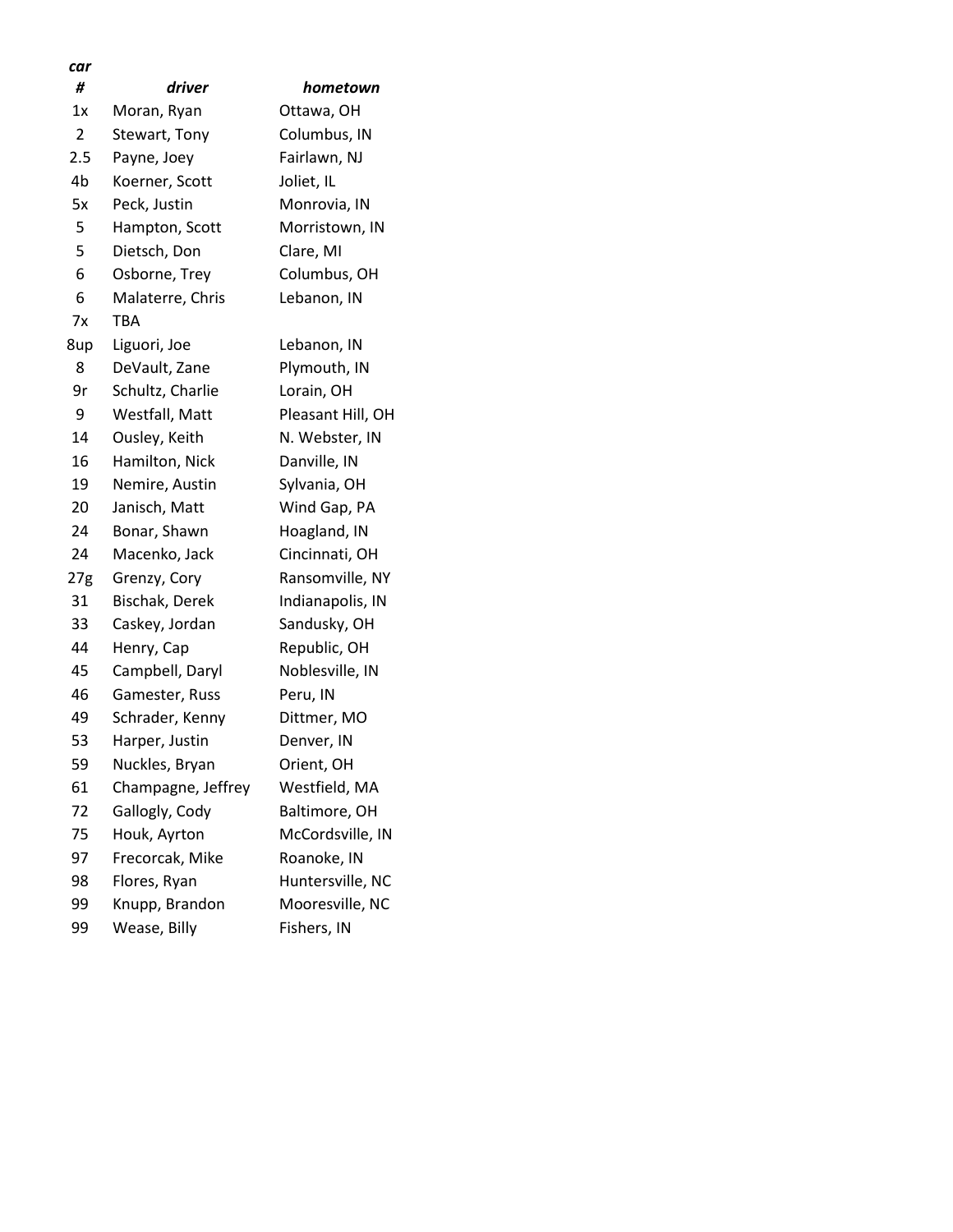| *car #* | *driver* | *hometown* |
|---|---|---|
| 1x | Moran, Ryan | Ottawa, OH |
| 2 | Stewart, Tony | Columbus, IN |
| 2.5 | Payne, Joey | Fairlawn, NJ |
| 4b | Koerner, Scott | Joliet, IL |
| 5x | Peck, Justin | Monrovia, IN |
| 5 | Hampton, Scott | Morristown, IN |
| 5 | Dietsch, Don | Clare, MI |
| 6 | Osborne, Trey | Columbus, OH |
| 6 | Malaterre, Chris | Lebanon, IN |
| 7x | TBA | |
| 8up | Liguori, Joe | Lebanon, IN |
| 8 | DeVault, Zane | Plymouth, IN |
| 9r | Schultz, Charlie | Lorain, OH |
| 9 | Westfall, Matt | Pleasant Hill, OH |
| 14 | Ousley, Keith | N. Webster, IN |
| 16 | Hamilton, Nick | Danville, IN |
| 19 | Nemire, Austin | Sylvania, OH |
| 20 | Janisch, Matt | Wind Gap, PA |
| 24 | Bonar, Shawn | Hoagland, IN |
| 24 | Macenko, Jack | Cincinnati, OH |
| 27g | Grenzy, Cory | Ransomville, NY |
| 31 | Bischak, Derek | Indianapolis, IN |
| 33 | Caskey, Jordan | Sandusky, OH |
| 44 | Henry, Cap | Republic, OH |
| 45 | Campbell, Daryl | Noblesville, IN |
| 46 | Gamester, Russ | Peru, IN |
| 49 | Schrader, Kenny | Dittmer, MO |
| 53 | Harper, Justin | Denver, IN |
| 59 | Nuckles, Bryan | Orient, OH |
| 61 | Champagne, Jeffrey | Westfield, MA |
| 72 | Gallogly, Cody | Baltimore, OH |
| 75 | Houk, Ayrton | McCordsville, IN |
| 97 | Frecorcak, Mike | Roanoke, IN |
| 98 | Flores, Ryan | Huntersville, NC |
| 99 | Knupp, Brandon | Mooresville, NC |
| 99 | Wease, Billy | Fishers, IN |